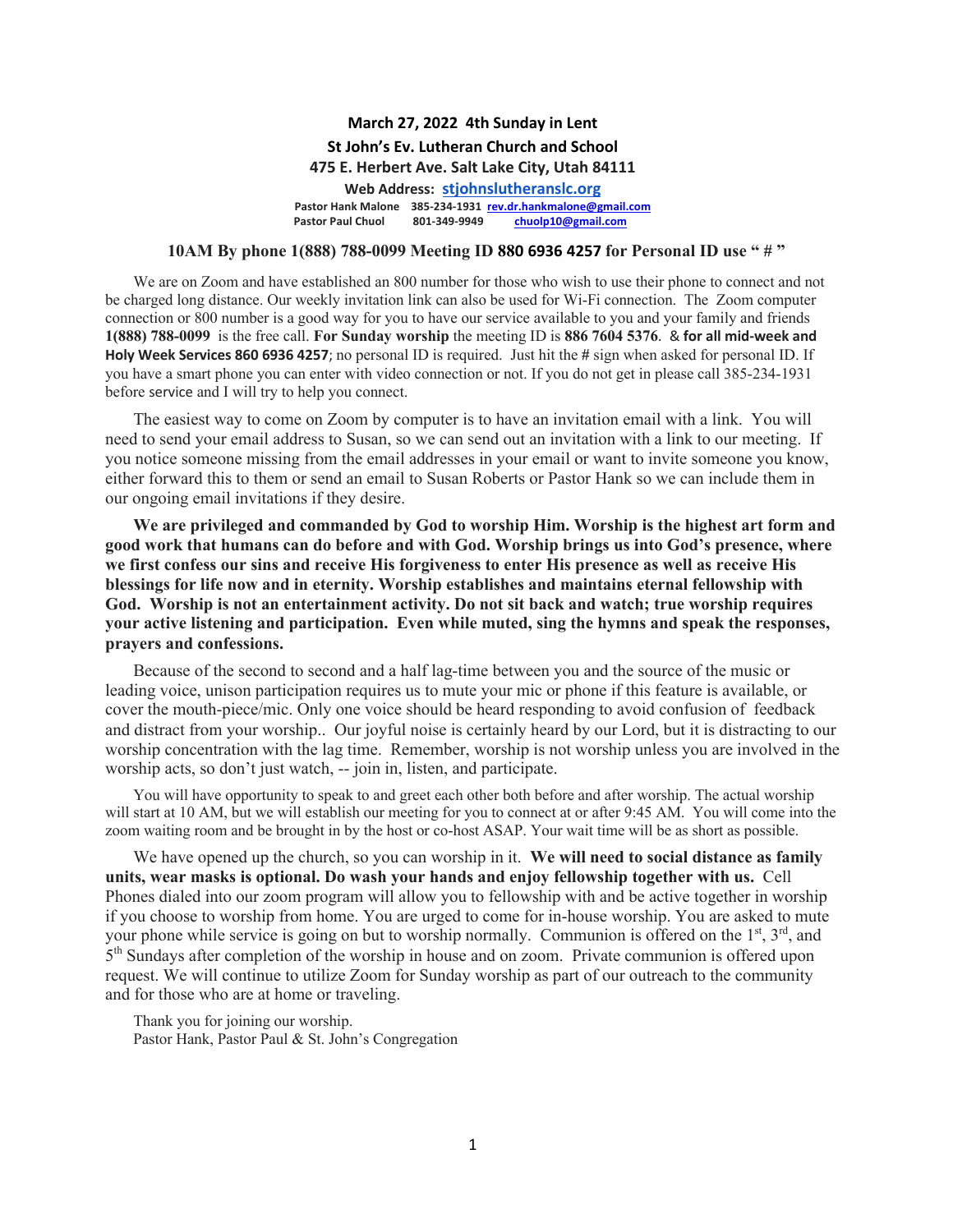**March 27, 2022 4th Sunday in Lent**

**St John's Ev. Lutheran Church and School**

**475 E. Herbert Ave. Salt Lake City, Utah 84111**

**Web Address: stjohnslutheranslc.org**

**Pastor Hank Malone 385-234-1931 rev.dr.hankmalone@gmail.com**
**Pastor Paul Chuol 801-349-9949 chuolp10@gmail.com**

**10AM By phone 1(888) 788-0099 Meeting ID 880 6936 4257 for Personal ID use " # "**

We are on Zoom and have established an 800 number for those who wish to use their phone to connect and not be charged long distance. Our weekly invitation link can also be used for Wi-Fi connection. The Zoom computer connection or 800 number is a good way for you to have our service available to you and your family and friends **1(888) 788-0099** is the free call. **For Sunday worship** the meeting ID is **886 7604 5376**. & **for all mid-week and Holy Week Services 860 6936 4257**; no personal ID is required. Just hit the **#** sign when asked for personal ID. If you have a smart phone you can enter with video connection or not. If you do not get in please call 385-234-1931 before service and I will try to help you connect.

The easiest way to come on Zoom by computer is to have an invitation email with a link. You will need to send your email address to Susan, so we can send out an invitation with a link to our meeting. If you notice someone missing from the email addresses in your email or want to invite someone you know, either forward this to them or send an email to Susan Roberts or Pastor Hank so we can include them in our ongoing email invitations if they desire.

**We are privileged and commanded by God to worship Him. Worship is the highest art form and good work that humans can do before and with God. Worship brings us into God's presence, where we first confess our sins and receive His forgiveness to enter His presence as well as receive His blessings for life now and in eternity. Worship establishes and maintains eternal fellowship with God. Worship is not an entertainment activity. Do not sit back and watch; true worship requires your active listening and participation. Even while muted, sing the hymns and speak the responses, prayers and confessions.**

Because of the second to second and a half lag-time between you and the source of the music or leading voice, unison participation requires us to mute your mic or phone if this feature is available, or cover the mouth-piece/mic. Only one voice should be heard responding to avoid confusion of feedback and distract from your worship.. Our joyful noise is certainly heard by our Lord, but it is distracting to our worship concentration with the lag time. Remember, worship is not worship unless you are involved in the worship acts, so don't just watch, -- join in, listen, and participate.

You will have opportunity to speak to and greet each other both before and after worship. The actual worship will start at 10 AM, but we will establish our meeting for you to connect at or after 9:45 AM. You will come into the zoom waiting room and be brought in by the host or co-host ASAP. Your wait time will be as short as possible.

We have opened up the church, so you can worship in it. **We will need to social distance as family units, wear masks is optional. Do wash your hands and enjoy fellowship together with us.** Cell Phones dialed into our zoom program will allow you to fellowship with and be active together in worship if you choose to worship from home. You are urged to come for in-house worship. You are asked to mute your phone while service is going on but to worship normally. Communion is offered on the 1st, 3rd, and 5th Sundays after completion of the worship in house and on zoom. Private communion is offered upon request. We will continue to utilize Zoom for Sunday worship as part of our outreach to the community and for those who are at home or traveling.

Thank you for joining our worship.
Pastor Hank, Pastor Paul & St. John's Congregation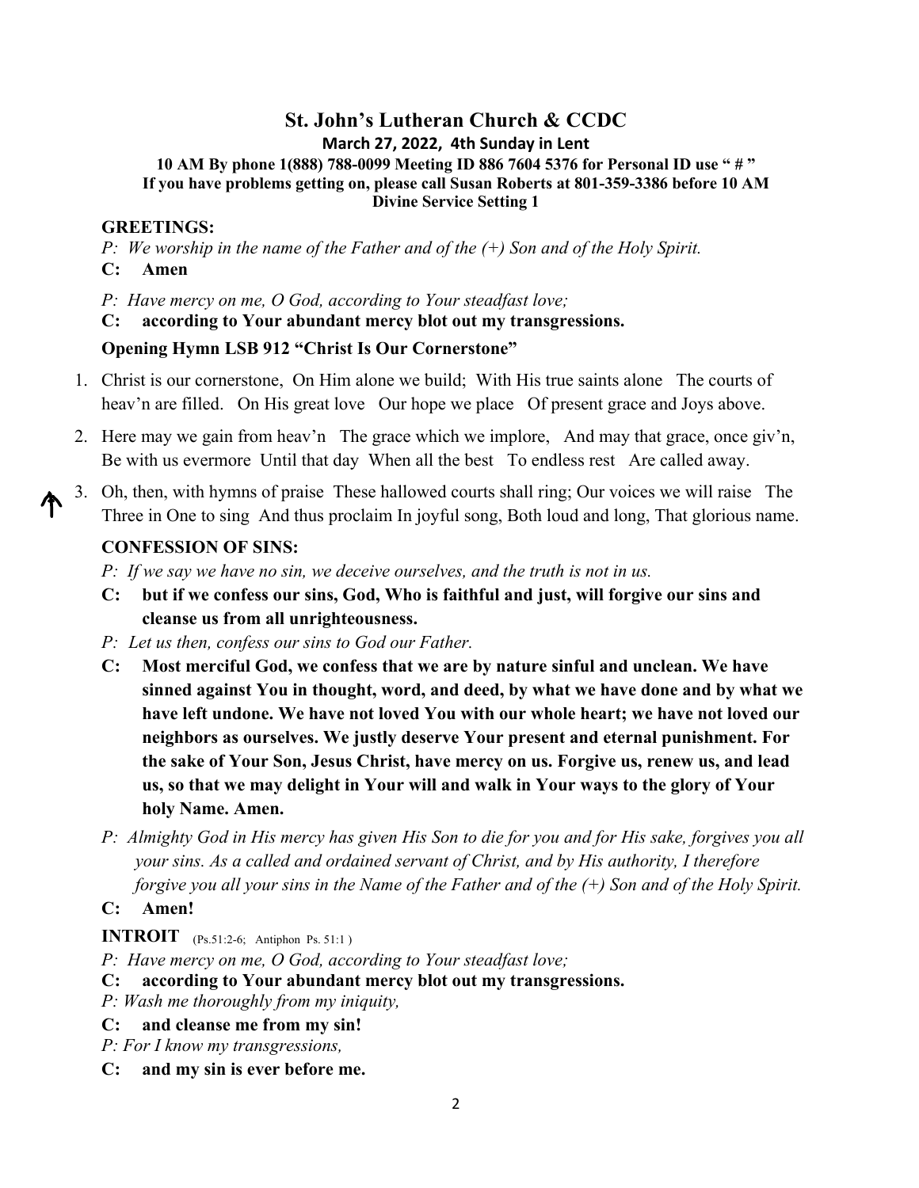# St. John's Lutheran Church & CCDC

**March 27, 2022, 4th Sunday in Lent**

**10 AM By phone 1(888) 788-0099 Meeting ID 886 7604 5376 for Personal ID use " # "**
**If you have problems getting on, please call Susan Roberts at 801-359-3386 before 10 AM**
**Divine Service Setting 1**

## GREETINGS:

*P: We worship in the name of the Father and of the (+) Son and of the Holy Spirit.*

**C: Amen**

*P: Have mercy on me, O God, according to Your steadfast love;*

**C: according to Your abundant mercy blot out my transgressions.**

**Opening Hymn LSB 912 "Christ Is Our Cornerstone"**

1. Christ is our cornerstone, On Him alone we build; With His true saints alone The courts of heav'n are filled. On His great love Our hope we place Of present grace and Joys above.
2. Here may we gain from heav'n The grace which we implore, And may that grace, once giv'n, Be with us evermore Until that day When all the best To endless rest Are called away.
3. Oh, then, with hymns of praise These hallowed courts shall ring; Our voices we will raise The Three in One to sing And thus proclaim In joyful song, Both loud and long, That glorious name.

## CONFESSION OF SINS:

*P: If we say we have no sin, we deceive ourselves, and the truth is not in us.*

**C: but if we confess our sins, God, Who is faithful and just, will forgive our sins and cleanse us from all unrighteousness.**

*P: Let us then, confess our sins to God our Father.*

**C: Most merciful God, we confess that we are by nature sinful and unclean. We have sinned against You in thought, word, and deed, by what we have done and by what we have left undone. We have not loved You with our whole heart; we have not loved our neighbors as ourselves. We justly deserve Your present and eternal punishment. For the sake of Your Son, Jesus Christ, have mercy on us. Forgive us, renew us, and lead us, so that we may delight in Your will and walk in Your ways to the glory of Your holy Name. Amen.**

*P: Almighty God in His mercy has given His Son to die for you and for His sake, forgives you all your sins. As a called and ordained servant of Christ, and by His authority, I therefore forgive you all your sins in the Name of the Father and of the (+) Son and of the Holy Spirit.*

**C: Amen!**

## INTROIT (Ps.51:2-6; Antiphon Ps. 51:1 )

*P: Have mercy on me, O God, according to Your steadfast love;*

**C: according to Your abundant mercy blot out my transgressions.**

*P: Wash me thoroughly from my iniquity,*

**C: and cleanse me from my sin!**

*P: For I know my transgressions,*

**C: and my sin is ever before me.**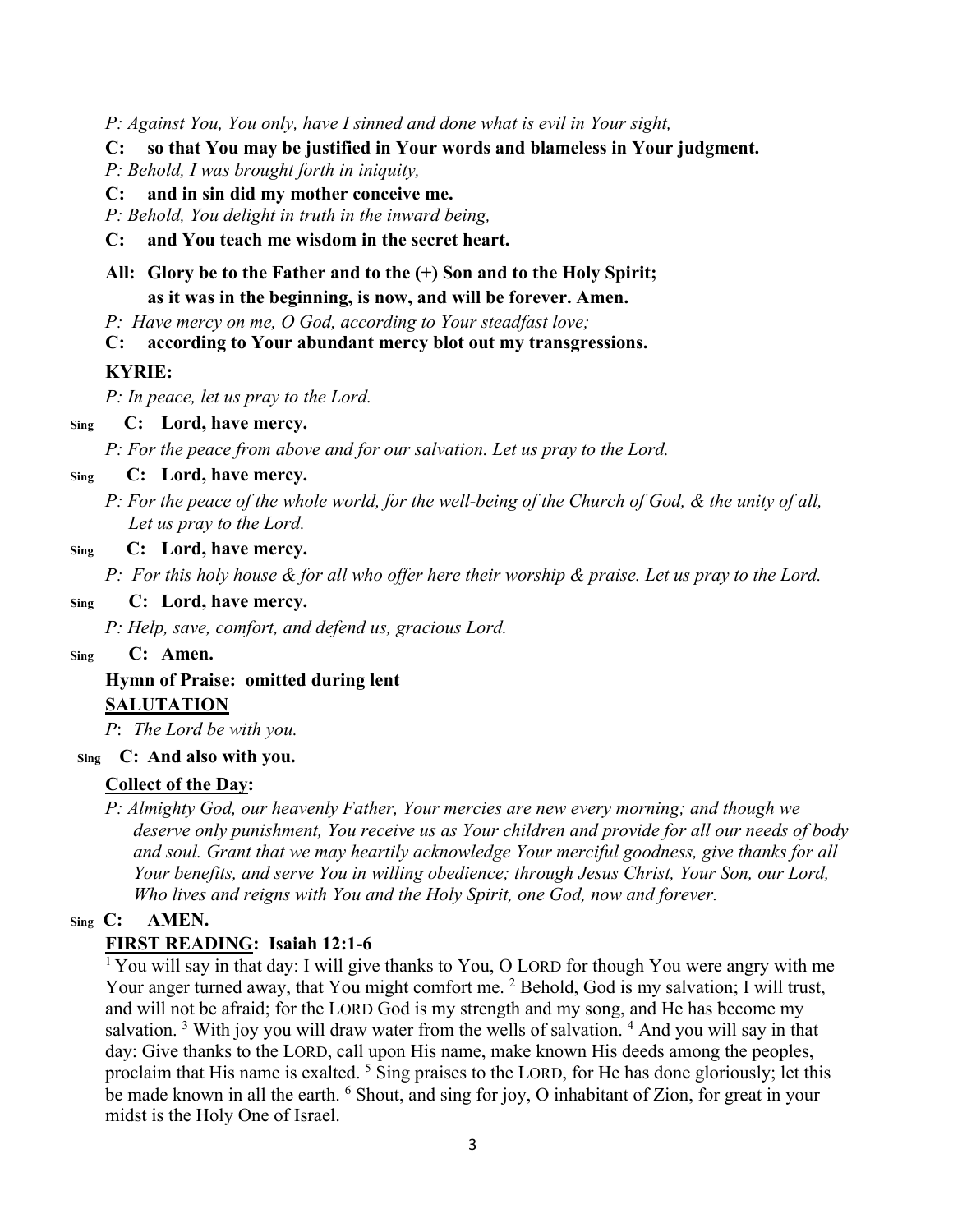*P: Against You, You only, have I sinned and done what is evil in Your sight,*

**C: so that You may be justified in Your words and blameless in Your judgment.**

*P: Behold, I was brought forth in iniquity,*

**C: and in sin did my mother conceive me.**

*P: Behold, You delight in truth in the inward being,*

**C: and You teach me wisdom in the secret heart.**

**All: Glory be to the Father and to the (+) Son and to the Holy Spirit;**
**as it was in the beginning, is now, and will be forever. Amen.**

*P: Have mercy on me, O God, according to Your steadfast love;*

**C: according to Your abundant mercy blot out my transgressions.**

**KYRIE:**

*P: In peace, let us pray to the Lord.*

Sing **C: Lord, have mercy.**

*P: For the peace from above and for our salvation. Let us pray to the Lord.*

Sing **C: Lord, have mercy.**

*P: For the peace of the whole world, for the well-being of the Church of God, & the unity of all, Let us pray to the Lord.*

Sing **C: Lord, have mercy.**

*P: For this holy house & for all who offer here their worship & praise. Let us pray to the Lord.*

Sing **C: Lord, have mercy.**

*P: Help, save, comfort, and defend us, gracious Lord.*

Sing **C: Amen.**

**Hymn of Praise: omitted during lent**

**SALUTATION**

*P*: *The Lord be with you.*

Sing **C: And also with you.**

**Collect of the Day:**

*P: Almighty God, our heavenly Father, Your mercies are new every morning; and though we deserve only punishment, You receive us as Your children and provide for all our needs of body and soul. Grant that we may heartily acknowledge Your merciful goodness, give thanks for all Your benefits, and serve You in willing obedience; through Jesus Christ, Your Son, our Lord, Who lives and reigns with You and the Holy Spirit, one God, now and forever.*

Sing **C: AMEN.**

**FIRST READING: Isaiah 12:1-6**

[1] You will say in that day: I will give thanks to You, O LORD for though You were angry with me Your anger turned away, that You might comfort me. [2] Behold, God is my salvation; I will trust, and will not be afraid; for the LORD God is my strength and my song, and He has become my salvation. [3] With joy you will draw water from the wells of salvation. [4] And you will say in that day: Give thanks to the LORD, call upon His name, make known His deeds among the peoples, proclaim that His name is exalted. [5] Sing praises to the LORD, for He has done gloriously; let this be made known in all the earth. [6] Shout, and sing for joy, O inhabitant of Zion, for great in your midst is the Holy One of Israel.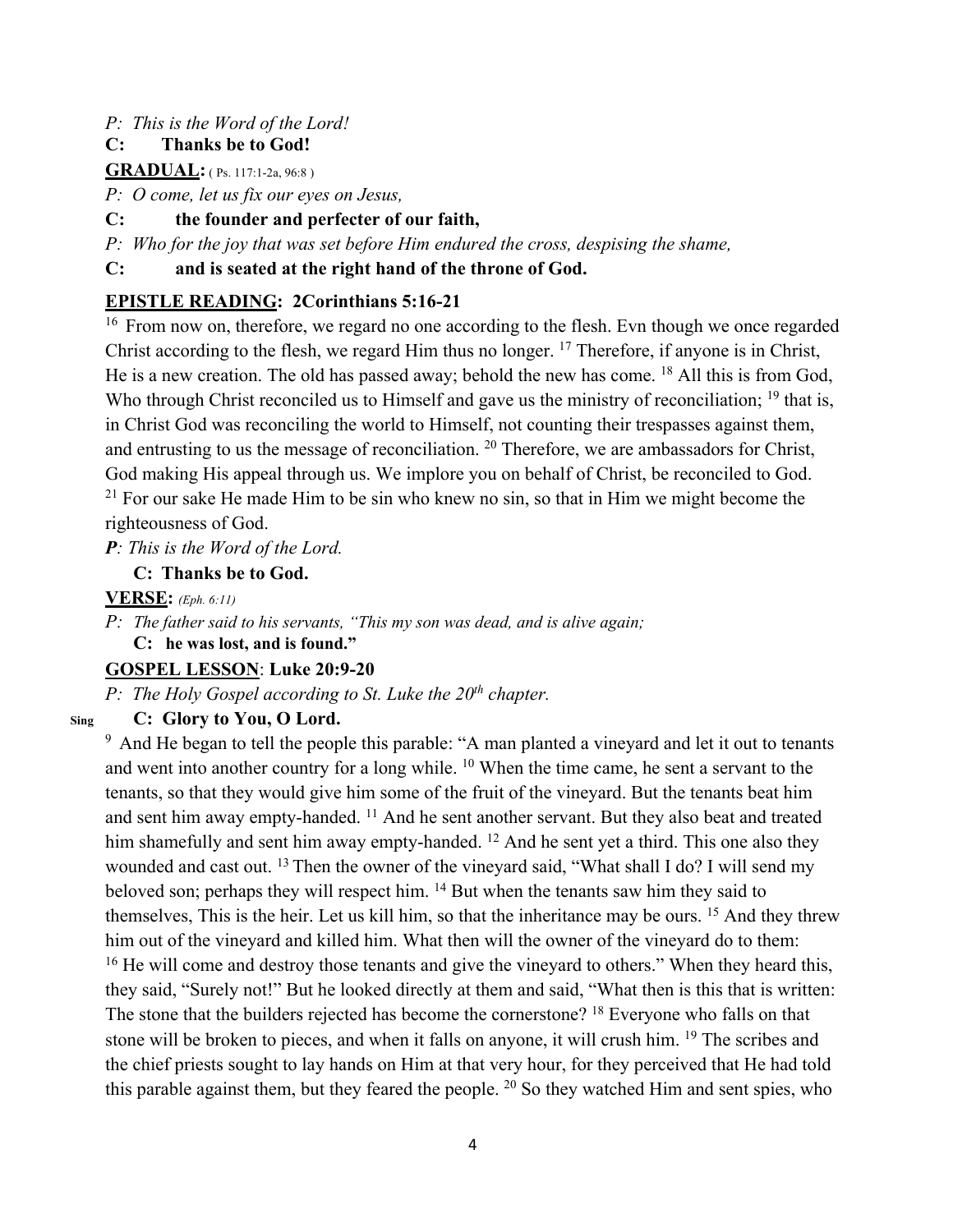*P: This is the Word of the Lord!*

**C: Thanks be to God!**

**GRADUAL:** ( Ps. 117:1-2a, 96:8 )

*P: O come, let us fix our eyes on Jesus,*

**C: the founder and perfecter of our faith,**

*P: Who for the joy that was set before Him endured the cross, despising the shame,*

**C: and is seated at the right hand of the throne of God.**

**EPISTLE READING: 2Corinthians 5:16-21**

[16] From now on, therefore, we regard no one according to the flesh. Evn though we once regarded Christ according to the flesh, we regard Him thus no longer. [17] Therefore, if anyone is in Christ, He is a new creation. The old has passed away; behold the new has come. [18] All this is from God, Who through Christ reconciled us to Himself and gave us the ministry of reconciliation; [19] that is, in Christ God was reconciling the world to Himself, not counting their trespasses against them, and entrusting to us the message of reconciliation. [20] Therefore, we are ambassadors for Christ, God making His appeal through us. We implore you on behalf of Christ, be reconciled to God. [21] For our sake He made Him to be sin who knew no sin, so that in Him we might become the righteousness of God.

***P**: This is the Word of the Lord.*

**C: Thanks be to God.**

**VERSE:** *(Eph. 6:11)*

*P: The father said to his servants, "This my son was dead, and is alive again;*

**C: he was lost, and is found."**

**GOSPEL LESSON: Luke 20:9-20**

*P: The Holy Gospel according to St. Luke the 20th chapter.*

**Sing C: Glory to You, O Lord.**

[9] And He began to tell the people this parable: "A man planted a vineyard and let it out to tenants and went into another country for a long while. [10] When the time came, he sent a servant to the tenants, so that they would give him some of the fruit of the vineyard. But the tenants beat him and sent him away empty-handed. [11] And he sent another servant. But they also beat and treated him shamefully and sent him away empty-handed. [12] And he sent yet a third. This one also they wounded and cast out. [13] Then the owner of the vineyard said, "What shall I do? I will send my beloved son; perhaps they will respect him. [14] But when the tenants saw him they said to themselves, This is the heir. Let us kill him, so that the inheritance may be ours. [15] And they threw him out of the vineyard and killed him. What then will the owner of the vineyard do to them: [16] He will come and destroy those tenants and give the vineyard to others." When they heard this, they said, "Surely not!" But he looked directly at them and said, "What then is this that is written: The stone that the builders rejected has become the cornerstone? [18] Everyone who falls on that stone will be broken to pieces, and when it falls on anyone, it will crush him. [19] The scribes and the chief priests sought to lay hands on Him at that very hour, for they perceived that He had told this parable against them, but they feared the people. [20] So they watched Him and sent spies, who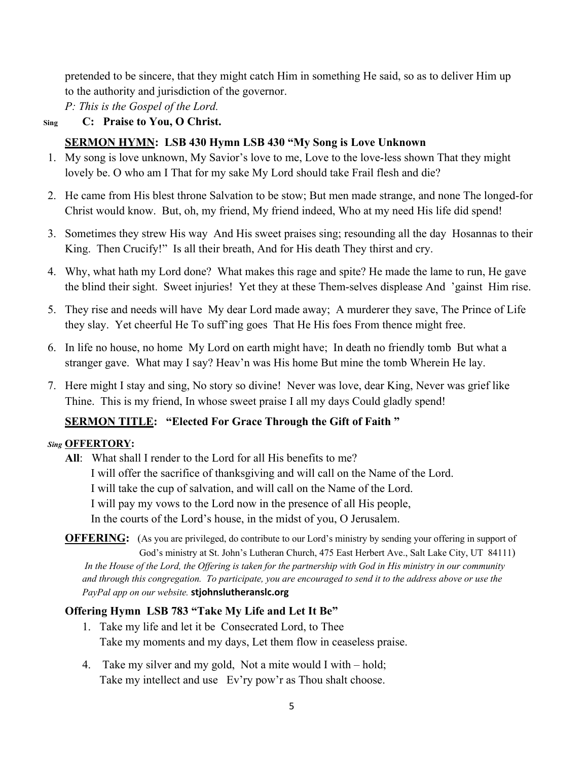pretended to be sincere, that they might catch Him in something He said, so as to deliver Him up to the authority and jurisdiction of the governor.

*P: This is the Gospel of the Lord.*

Sing **C: Praise to You, O Christ.**

**SERMON HYMN: LSB 430 Hymn LSB 430 "My Song is Love Unknown**

1. My song is love unknown, My Savior's love to me, Love to the love-less shown That they might lovely be. O who am I That for my sake My Lord should take Frail flesh and die?
2. He came from His blest throne Salvation to be stow; But men made strange, and none The longed-for Christ would know. But, oh, my friend, My friend indeed, Who at my need His life did spend!
3. Sometimes they strew His way And His sweet praises sing; resounding all the day Hosannas to their King. Then Crucify!" Is all their breath, And for His death They thirst and cry.
4. Why, what hath my Lord done? What makes this rage and spite? He made the lame to run, He gave the blind their sight. Sweet injuries! Yet they at these Them-selves displease And 'gainst Him rise.
5. They rise and needs will have My dear Lord made away; A murderer they save, The Prince of Life they slay. Yet cheerful He To suff'ing goes That He His foes From thence might free.
6. In life no house, no home My Lord on earth might have; In death no friendly tomb But what a stranger gave. What may I say? Heav'n was His home But mine the tomb Wherein He lay.
7. Here might I stay and sing, No story so divine! Never was love, dear King, Never was grief like Thine. This is my friend, In whose sweet praise I all my days Could gladly spend!

**SERMON TITLE: "Elected For Grace Through the Gift of Faith "**

*Sing* **OFFERTORY:**

**All**: What shall I render to the Lord for all His benefits to me?
I will offer the sacrifice of thanksgiving and will call on the Name of the Lord.
I will take the cup of salvation, and will call on the Name of the Lord.
I will pay my vows to the Lord now in the presence of all His people,
In the courts of the Lord's house, in the midst of you, O Jerusalem.

**OFFERING:** (As you are privileged, do contribute to our Lord's ministry by sending your offering in support of God's ministry at St. John's Lutheran Church, 475 East Herbert Ave., Salt Lake City, UT 84111)

*In the House of the Lord, the Offering is taken for the partnership with God in His ministry in our community and through this congregation. To participate, you are encouraged to send it to the address above or use the PayPal app on our website.* **stjohnslutheranslc.org**

**Offering Hymn LSB 783 "Take My Life and Let It Be"**

1. Take my life and let it be Consecrated Lord, to Thee
   Take my moments and my days, Let them flow in ceaseless praise.
4. Take my silver and my gold, Not a mite would I with – hold;
   Take my intellect and use Ev'ry pow'r as Thou shalt choose.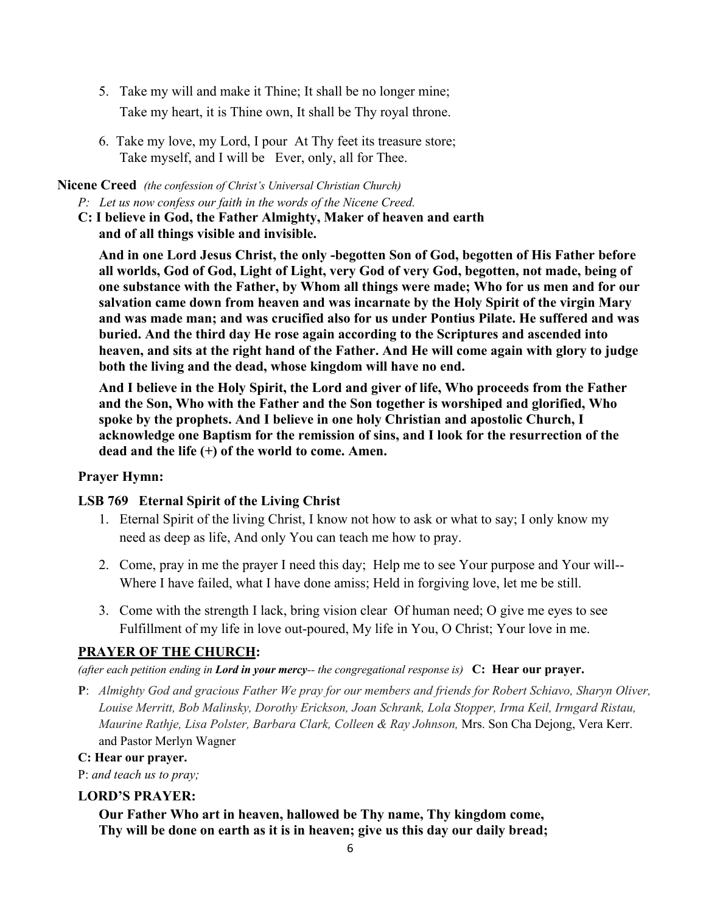5. Take my will and make it Thine; It shall be no longer mine;
   Take my heart, it is Thine own, It shall be Thy royal throne.

6. Take my love, my Lord, I pour At Thy feet its treasure store;
   Take myself, and I will be Ever, only, all for Thee.

**Nicene Creed** *(the confession of Christ's Universal Christian Church)*

*P: Let us now confess our faith in the words of the Nicene Creed.*

**C: I believe in God, the Father Almighty, Maker of heaven and earth and of all things visible and invisible.**

**And in one Lord Jesus Christ, the only -begotten Son of God, begotten of His Father before all worlds, God of God, Light of Light, very God of very God, begotten, not made, being of one substance with the Father, by Whom all things were made; Who for us men and for our salvation came down from heaven and was incarnate by the Holy Spirit of the virgin Mary and was made man; and was crucified also for us under Pontius Pilate. He suffered and was buried. And the third day He rose again according to the Scriptures and ascended into heaven, and sits at the right hand of the Father. And He will come again with glory to judge both the living and the dead, whose kingdom will have no end.**

**And I believe in the Holy Spirit, the Lord and giver of life, Who proceeds from the Father and the Son, Who with the Father and the Son together is worshiped and glorified, Who spoke by the prophets. And I believe in one holy Christian and apostolic Church, I acknowledge one Baptism for the remission of sins, and I look for the resurrection of the dead and the life (+) of the world to come. Amen.**

**Prayer Hymn:**

**LSB 769 Eternal Spirit of the Living Christ**

1. Eternal Spirit of the living Christ, I know not how to ask or what to say; I only know my need as deep as life, And only You can teach me how to pray.

2. Come, pray in me the prayer I need this day; Help me to see Your purpose and Your will-- Where I have failed, what I have done amiss; Held in forgiving love, let me be still.

3. Come with the strength I lack, bring vision clear Of human need; O give me eyes to see Fulfillment of my life in love out-poured, My life in You, O Christ; Your love in me.

## PRAYER OF THE CHURCH:

*(after each petition ending in **Lord in your mercy**-- the congregational response is)* **C: Hear our prayer.**

**P**: *Almighty God and gracious Father We pray for our members and friends for Robert Schiavo, Sharyn Oliver, Louise Merritt, Bob Malinsky, Dorothy Erickson, Joan Schrank, Lola Stopper, Irma Keil, Irmgard Ristau, Maurine Rathje, Lisa Polster, Barbara Clark, Colleen & Ray Johnson,* Mrs. Son Cha Dejong, Vera Kerr. and Pastor Merlyn Wagner

**C: Hear our prayer.**

P: *and teach us to pray;*

**LORD'S PRAYER:**

**Our Father Who art in heaven, hallowed be Thy name, Thy kingdom come, Thy will be done on earth as it is in heaven; give us this day our daily bread;**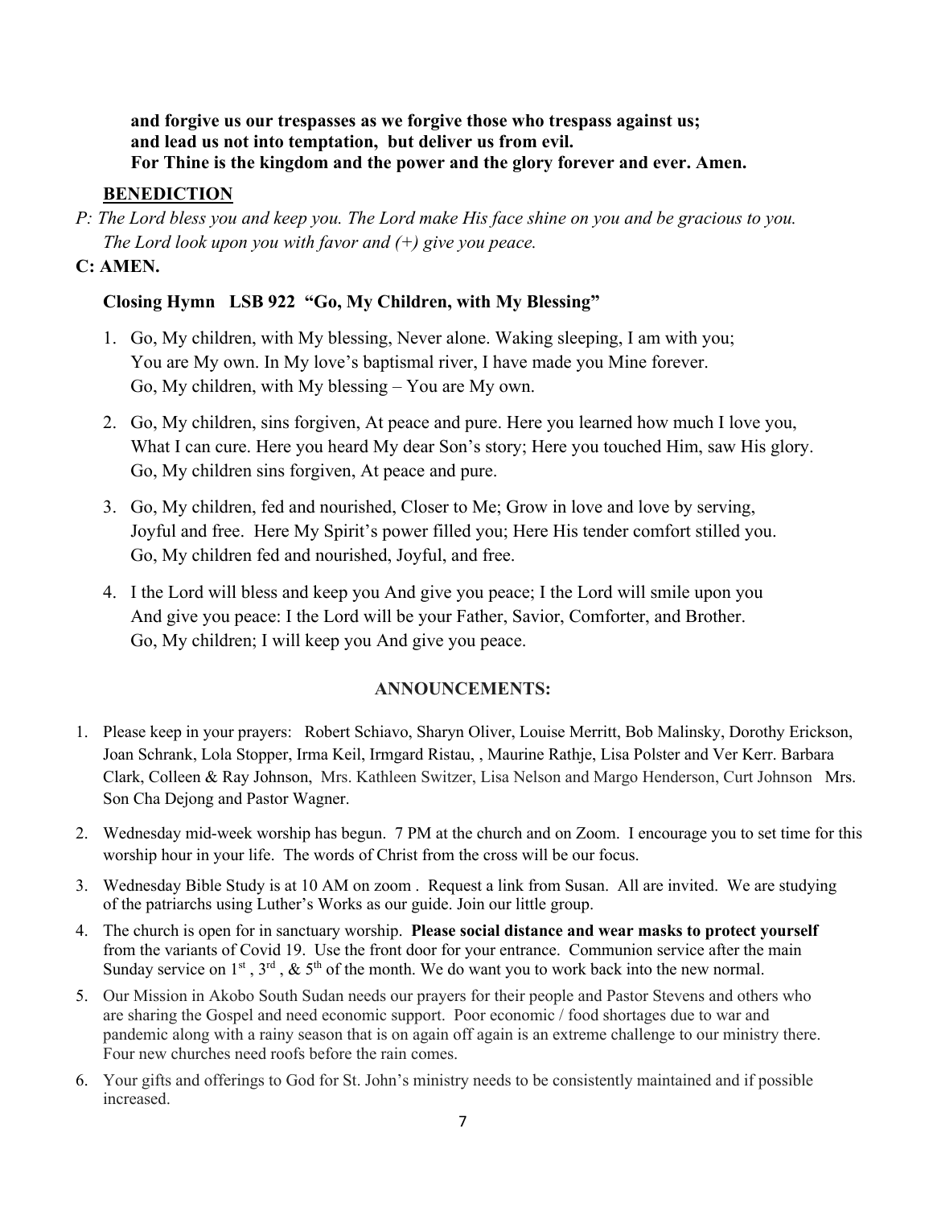**and forgive us our trespasses as we forgive those who trespass against us;**
**and lead us not into temptation, but deliver us from evil.**
**For Thine is the kingdom and the power and the glory forever and ever. Amen.**

**BENEDICTION**

*P: The Lord bless you and keep you. The Lord make His face shine on you and be gracious to you. The Lord look upon you with favor and (+) give you peace.*

**C: AMEN.**

**Closing Hymn LSB 922 "Go, My Children, with My Blessing"**

1. Go, My children, with My blessing, Never alone. Waking sleeping, I am with you; You are My own. In My love's baptismal river, I have made you Mine forever. Go, My children, with My blessing – You are My own.
2. Go, My children, sins forgiven, At peace and pure. Here you learned how much I love you, What I can cure. Here you heard My dear Son's story; Here you touched Him, saw His glory. Go, My children sins forgiven, At peace and pure.
3. Go, My children, fed and nourished, Closer to Me; Grow in love and love by serving, Joyful and free. Here My Spirit's power filled you; Here His tender comfort stilled you. Go, My children fed and nourished, Joyful, and free.
4. I the Lord will bless and keep you And give you peace; I the Lord will smile upon you And give you peace: I the Lord will be your Father, Savior, Comforter, and Brother. Go, My children; I will keep you And give you peace.

**ANNOUNCEMENTS:**

1. Please keep in your prayers: Robert Schiavo, Sharyn Oliver, Louise Merritt, Bob Malinsky, Dorothy Erickson, Joan Schrank, Lola Stopper, Irma Keil, Irmgard Ristau, , Maurine Rathje, Lisa Polster and Ver Kerr. Barbara Clark, Colleen & Ray Johnson, Mrs. Kathleen Switzer, Lisa Nelson and Margo Henderson, Curt Johnson Mrs. Son Cha Dejong and Pastor Wagner.
2. Wednesday mid-week worship has begun. 7 PM at the church and on Zoom. I encourage you to set time for this worship hour in your life. The words of Christ from the cross will be our focus.
3. Wednesday Bible Study is at 10 AM on zoom . Request a link from Susan. All are invited. We are studying of the patriarchs using Luther's Works as our guide. Join our little group.
4. The church is open for in sanctuary worship. **Please social distance and wear masks to protect yourself** from the variants of Covid 19. Use the front door for your entrance. Communion service after the main Sunday service on 1st , 3rd , & 5th of the month. We do want you to work back into the new normal.
5. Our Mission in Akobo South Sudan needs our prayers for their people and Pastor Stevens and others who are sharing the Gospel and need economic support. Poor economic / food shortages due to war and pandemic along with a rainy season that is on again off again is an extreme challenge to our ministry there. Four new churches need roofs before the rain comes.
6. Your gifts and offerings to God for St. John's ministry needs to be consistently maintained and if possible increased.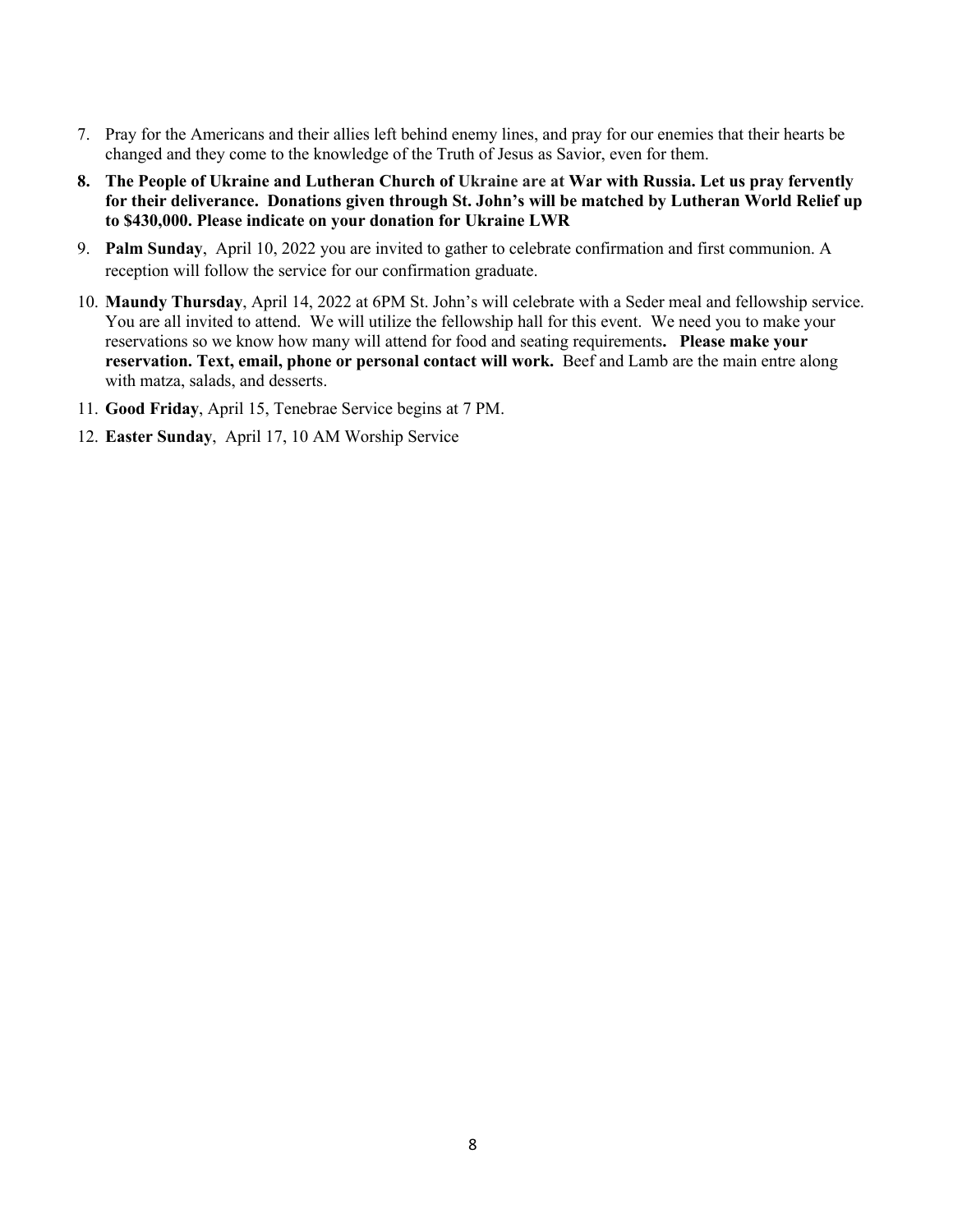7. Pray for the Americans and their allies left behind enemy lines, and pray for our enemies that their hearts be changed and they come to the knowledge of the Truth of Jesus as Savior, even for them.
8. **The People of Ukraine and Lutheran Church of Ukraine are at War with Russia. Let us pray fervently for their deliverance. Donations given through St. John's will be matched by Lutheran World Relief up to $430,000. Please indicate on your donation for Ukraine LWR**
9. **Palm Sunday**, April 10, 2022 you are invited to gather to celebrate confirmation and first communion. A reception will follow the service for our confirmation graduate.
10. **Maundy Thursday**, April 14, 2022 at 6PM St. John's will celebrate with a Seder meal and fellowship service. You are all invited to attend. We will utilize the fellowship hall for this event. We need you to make your reservations so we know how many will attend for food and seating requirements**. Please make your reservation. Text, email, phone or personal contact will work.** Beef and Lamb are the main entre along with matza, salads, and desserts.
11. **Good Friday**, April 15, Tenebrae Service begins at 7 PM.
12. **Easter Sunday**, April 17, 10 AM Worship Service